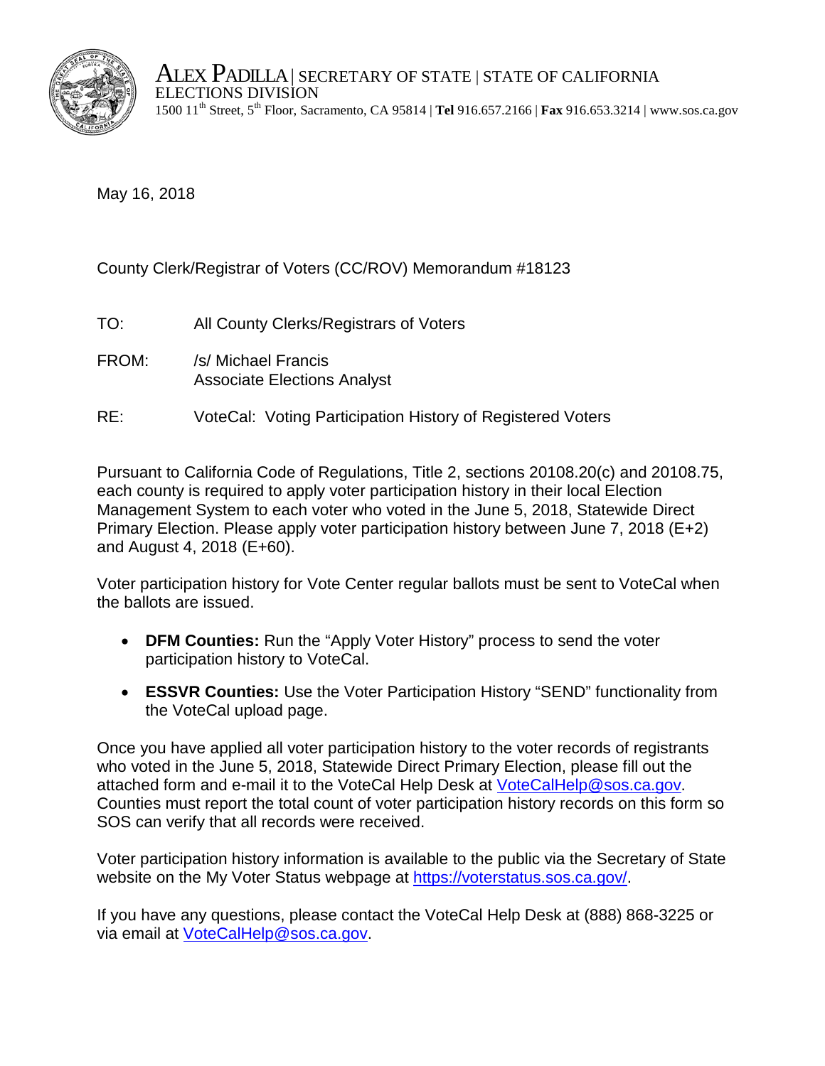ALEX PADILLA | SECRETARY OF STATE | STATE OF CALIFORNIA
ELECTIONS DIVISION
1500 11th Street, 5th Floor, Sacramento, CA 95814 | **Tel** 916.657.2166 | **Fax** 916.653.3214 | www.sos.ca.gov

May 16, 2018

County Clerk/Registrar of Voters (CC/ROV) Memorandum #18123

TO: All County Clerks/Registrars of Voters

FROM: /s/ Michael Francis
Associate Elections Analyst

RE: VoteCal: Voting Participation History of Registered Voters

Pursuant to California Code of Regulations, Title 2, sections 20108.20(c) and 20108.75, each county is required to apply voter participation history in their local Election Management System to each voter who voted in the June 5, 2018, Statewide Direct Primary Election. Please apply voter participation history between June 7, 2018 (E+2) and August 4, 2018 (E+60).

Voter participation history for Vote Center regular ballots must be sent to VoteCal when the ballots are issued.

- **DFM Counties:** Run the "Apply Voter History" process to send the voter participation history to VoteCal.
- **ESSVR Counties:** Use the Voter Participation History "SEND" functionality from the VoteCal upload page.

Once you have applied all voter participation history to the voter records of registrants who voted in the June 5, 2018, Statewide Direct Primary Election, please fill out the attached form and e-mail it to the VoteCal Help Desk at VoteCalHelp@sos.ca.gov. Counties must report the total count of voter participation history records on this form so SOS can verify that all records were received.

Voter participation history information is available to the public via the Secretary of State website on the My Voter Status webpage at https://voterstatus.sos.ca.gov/.

If you have any questions, please contact the VoteCal Help Desk at (888) 868-3225 or via email at VoteCalHelp@sos.ca.gov.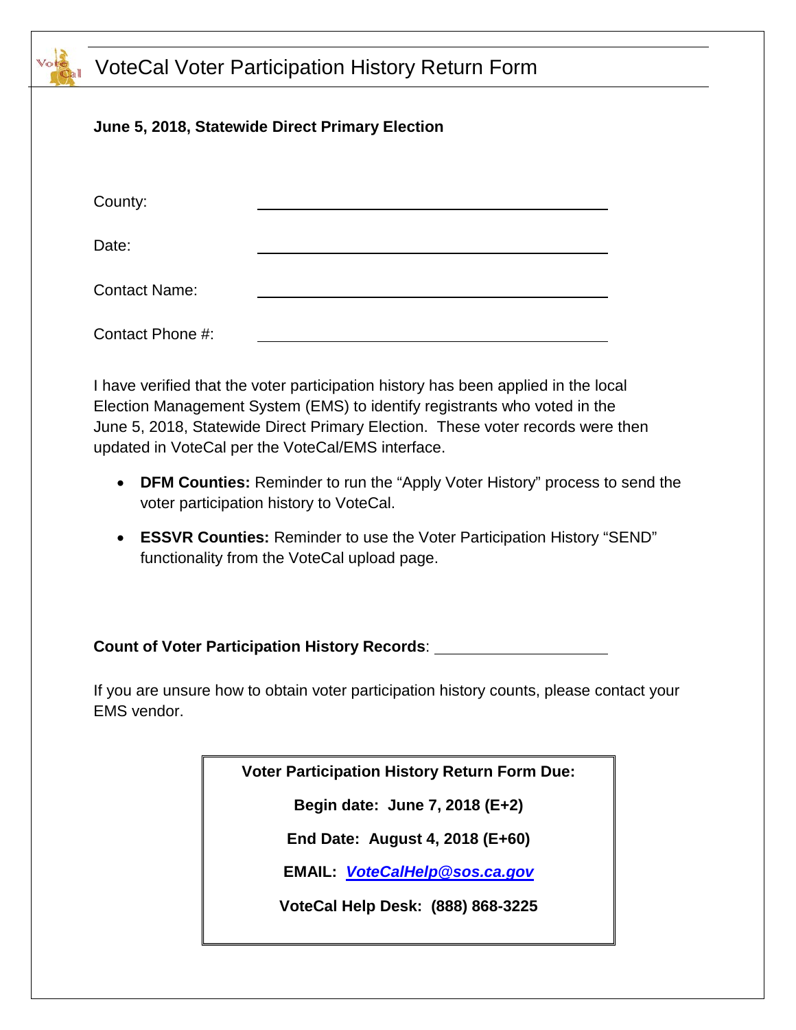# VoteCal Voter Participation History Return Form

**June 5, 2018, Statewide Direct Primary Election**

County: ______________________________

Date: ______________________________

Contact Name: ______________________________

Contact Phone #: ______________________________

I have verified that the voter participation history has been applied in the local Election Management System (EMS) to identify registrants who voted in the June 5, 2018, Statewide Direct Primary Election. These voter records were then updated in VoteCal per the VoteCal/EMS interface.

- **DFM Counties:** Reminder to run the “Apply Voter History” process to send the voter participation history to VoteCal.
- **ESSVR Counties:** Reminder to use the Voter Participation History “SEND” functionality from the VoteCal upload page.

**Count of Voter Participation History Records**: ____________________

If you are unsure how to obtain voter participation history counts, please contact your EMS vendor.

**Voter Participation History Return Form Due:**

**Begin date: June 7, 2018 (E+2)**

**End Date: August 4, 2018 (E+60)**

**EMAIL: *VoteCalHelp@sos.ca.gov***

**VoteCal Help Desk: (888) 868-3225**